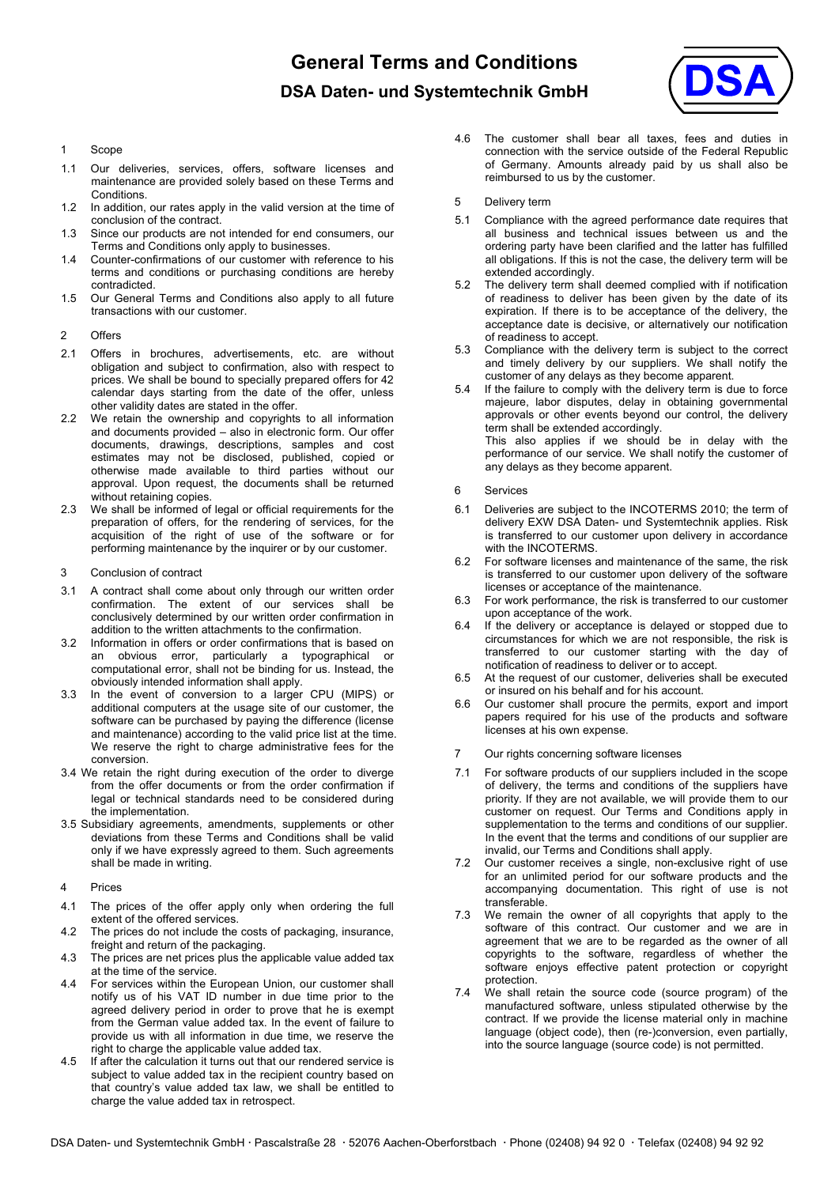# General Terms and Conditions

## DSA Daten- und Systemtechnik GmbH

### 1 Scope

1.1 Our deliveries, services, offers, software licenses and maintenance are provided solely based on these Terms and Conditions.

1.2 In addition, our rates apply in the valid version at the time of conclusion of the contract.

1.3 Since our products are not intended for end consumers, our Terms and Conditions only apply to businesses.

1.4 Counter-confirmations of our customer with reference to his terms and conditions or purchasing conditions are hereby contradicted.

1.5 Our General Terms and Conditions also apply to all future transactions with our customer.

### 2 Offers

2.1 Offers in brochures, advertisements, etc. are without obligation and subject to confirmation, also with respect to prices. We shall be bound to specially prepared offers for 42 calendar days starting from the date of the offer, unless other validity dates are stated in the offer.

2.2 We retain the ownership and copyrights to all information and documents provided – also in electronic form. Our offer documents, drawings, descriptions, samples and cost estimates may not be disclosed, published, copied or otherwise made available to third parties without our approval. Upon request, the documents shall be returned without retaining copies.

2.3 We shall be informed of legal or official requirements for the preparation of offers, for the rendering of services, for the acquisition of the right of use of the software or for performing maintenance by the inquirer or by our customer.

### 3 Conclusion of contract

3.1 A contract shall come about only through our written order confirmation. The extent of our services shall be conclusively determined by our written order confirmation in addition to the written attachments to the confirmation.

3.2 Information in offers or order confirmations that is based on an obvious error, particularly a typographical or computational error, shall not be binding for us. Instead, the obviously intended information shall apply.

3.3 In the event of conversion to a larger CPU (MIPS) or additional computers at the usage site of our customer, the software can be purchased by paying the difference (license and maintenance) according to the valid price list at the time. We reserve the right to charge administrative fees for the conversion.

3.4 We retain the right during execution of the order to diverge from the offer documents or from the order confirmation if legal or technical standards need to be considered during the implementation.

3.5 Subsidiary agreements, amendments, supplements or other deviations from these Terms and Conditions shall be valid only if we have expressly agreed to them. Such agreements shall be made in writing.

### 4 Prices

4.1 The prices of the offer apply only when ordering the full extent of the offered services.

4.2 The prices do not include the costs of packaging, insurance, freight and return of the packaging.

4.3 The prices are net prices plus the applicable value added tax at the time of the service.

4.4 For services within the European Union, our customer shall notify us of his VAT ID number in due time prior to the agreed delivery period in order to prove that he is exempt from the German value added tax. In the event of failure to provide us with all information in due time, we reserve the right to charge the applicable value added tax.

4.5 If after the calculation it turns out that our rendered service is subject to value added tax in the recipient country based on that country's value added tax law, we shall be entitled to charge the value added tax in retrospect.

4.6 The customer shall bear all taxes, fees and duties in connection with the service outside of the Federal Republic of Germany. Amounts already paid by us shall also be reimbursed to us by the customer.

### 5 Delivery term

5.1 Compliance with the agreed performance date requires that all business and technical issues between us and the ordering party have been clarified and the latter has fulfilled all obligations. If this is not the case, the delivery term will be extended accordingly.

5.2 The delivery term shall deemed complied with if notification of readiness to deliver has been given by the date of its expiration. If there is to be acceptance of the delivery, the acceptance date is decisive, or alternatively our notification of readiness to accept.

5.3 Compliance with the delivery term is subject to the correct and timely delivery by our suppliers. We shall notify the customer of any delays as they become apparent.

5.4 If the failure to comply with the delivery term is due to force majeure, labor disputes, delay in obtaining governmental approvals or other events beyond our control, the delivery term shall be extended accordingly.
This also applies if we should be in delay with the performance of our service. We shall notify the customer of any delays as they become apparent.

### 6 Services

6.1 Deliveries are subject to the INCOTERMS 2010; the term of delivery EXW DSA Daten- und Systemtechnik applies. Risk is transferred to our customer upon delivery in accordance with the INCOTERMS.

6.2 For software licenses and maintenance of the same, the risk is transferred to our customer upon delivery of the software licenses or acceptance of the maintenance.

6.3 For work performance, the risk is transferred to our customer upon acceptance of the work.

6.4 If the delivery or acceptance is delayed or stopped due to circumstances for which we are not responsible, the risk is transferred to our customer starting with the day of notification of readiness to deliver or to accept.

6.5 At the request of our customer, deliveries shall be executed or insured on his behalf and for his account.

6.6 Our customer shall procure the permits, export and import papers required for his use of the products and software licenses at his own expense.

### 7 Our rights concerning software licenses

7.1 For software products of our suppliers included in the scope of delivery, the terms and conditions of the suppliers have priority. If they are not available, we will provide them to our customer on request. Our Terms and Conditions apply in supplementation to the terms and conditions of our supplier. In the event that the terms and conditions of our supplier are invalid, our Terms and Conditions shall apply.

7.2 Our customer receives a single, non-exclusive right of use for an unlimited period for our software products and the accompanying documentation. This right of use is not transferable.

7.3 We remain the owner of all copyrights that apply to the software of this contract. Our customer and we are in agreement that we are to be regarded as the owner of all copyrights to the software, regardless of whether the software enjoys effective patent protection or copyright protection.

7.4 We shall retain the source code (source program) of the manufactured software, unless stipulated otherwise by the contract. If we provide the license material only in machine language (object code), then (re-)conversion, even partially, into the source language (source code) is not permitted.

DSA Daten- und Systemtechnik GmbH · Pascalstraße 28 · 52076 Aachen-Oberforstbach · Phone (02408) 94 92 0 · Telefax (02408) 94 92 92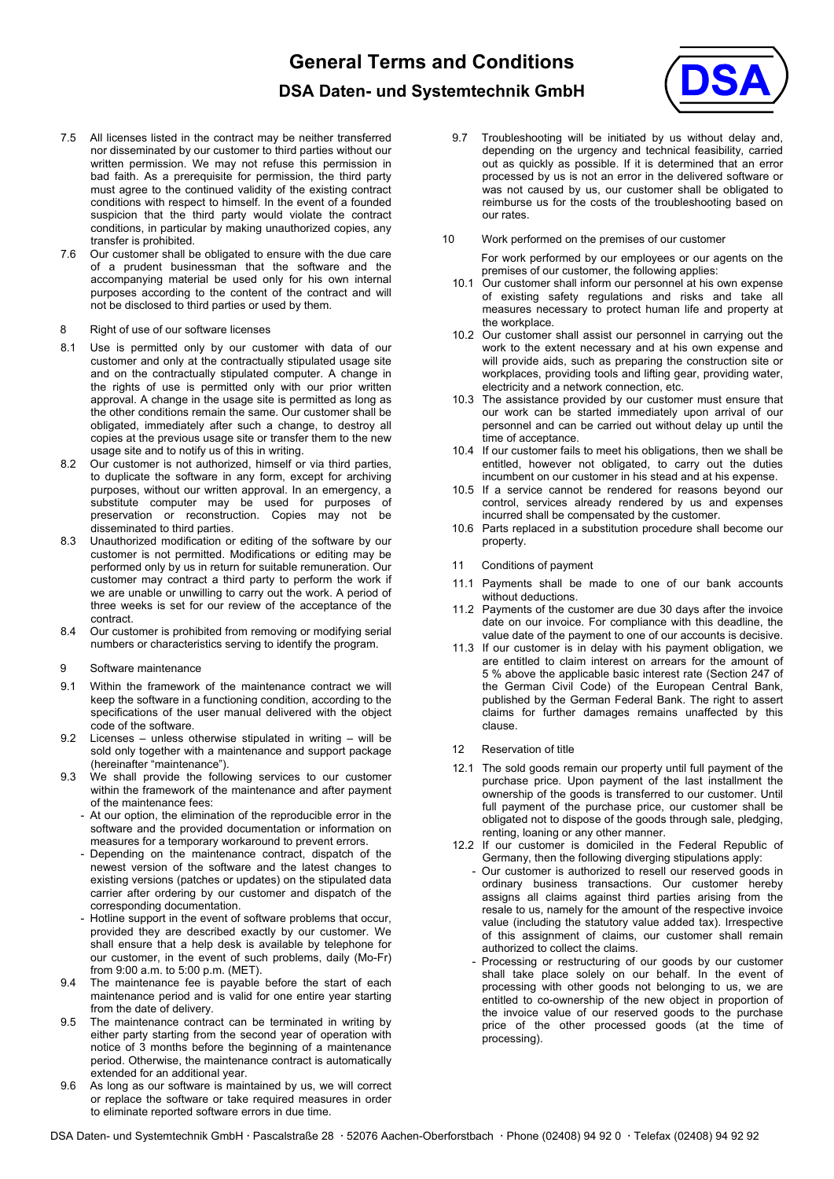7.5 All licenses listed in the contract may be neither transferred nor disseminated by our customer to third parties without our written permission. We may not refuse this permission in bad faith. As a prerequisite for permission, the third party must agree to the continued validity of the existing contract conditions with respect to himself. In the event of a founded suspicion that the third party would violate the contract conditions, in particular by making unauthorized copies, any transfer is prohibited.

7.6 Our customer shall be obligated to ensure with the due care of a prudent businessman that the software and the accompanying material be used only for his own internal purposes according to the content of the contract and will not be disclosed to third parties or used by them.

## 8 Right of use of our software licenses

8.1 Use is permitted only by our customer with data of our customer and only at the contractually stipulated usage site and on the contractually stipulated computer. A change in the rights of use is permitted only with our prior written approval. A change in the usage site is permitted as long as the other conditions remain the same. Our customer shall be obligated, immediately after such a change, to destroy all copies at the previous usage site or transfer them to the new usage site and to notify us of this in writing.

8.2 Our customer is not authorized, himself or via third parties, to duplicate the software in any form, except for archiving purposes, without our written approval. In an emergency, a substitute computer may be used for purposes of preservation or reconstruction. Copies may not be disseminated to third parties.

8.3 Unauthorized modification or editing of the software by our customer is not permitted. Modifications or editing may be performed only by us in return for suitable remuneration. Our customer may contract a third party to perform the work if we are unable or unwilling to carry out the work. A period of three weeks is set for our review of the acceptance of the contract.

8.4 Our customer is prohibited from removing or modifying serial numbers or characteristics serving to identify the program.

## 9 Software maintenance

9.1 Within the framework of the maintenance contract we will keep the software in a functioning condition, according to the specifications of the user manual delivered with the object code of the software.

9.2 Licenses – unless otherwise stipulated in writing – will be sold only together with a maintenance and support package (hereinafter "maintenance").

9.3 We shall provide the following services to our customer within the framework of the maintenance and after payment of the maintenance fees:

- At our option, the elimination of the reproducible error in the software and the provided documentation or information on measures for a temporary workaround to prevent errors.
- Depending on the maintenance contract, dispatch of the newest version of the software and the latest changes to existing versions (patches or updates) on the stipulated data carrier after ordering by our customer and dispatch of the corresponding documentation.
- Hotline support in the event of software problems that occur, provided they are described exactly by our customer. We shall ensure that a help desk is available by telephone for our customer, in the event of such problems, daily (Mo-Fr) from 9:00 a.m. to 5:00 p.m. (MET).

9.4 The maintenance fee is payable before the start of each maintenance period and is valid for one entire year starting from the date of delivery.

9.5 The maintenance contract can be terminated in writing by either party starting from the second year of operation with notice of 3 months before the beginning of a maintenance period. Otherwise, the maintenance contract is automatically extended for an additional year.

9.6 As long as our software is maintained by us, we will correct or replace the software or take required measures in order to eliminate reported software errors in due time.

9.7 Troubleshooting will be initiated by us without delay and, depending on the urgency and technical feasibility, carried out as quickly as possible. If it is determined that an error processed by us is not an error in the delivered software or was not caused by us, our customer shall be obligated to reimburse us for the costs of the troubleshooting based on our rates.

## 10 Work performed on the premises of our customer

For work performed by our employees or our agents on the premises of our customer, the following applies:

10.1 Our customer shall inform our personnel at his own expense of existing safety regulations and risks and take all measures necessary to protect human life and property at the workplace.

10.2 Our customer shall assist our personnel in carrying out the work to the extent necessary and at his own expense and will provide aids, such as preparing the construction site or workplaces, providing tools and lifting gear, providing water, electricity and a network connection, etc.

10.3 The assistance provided by our customer must ensure that our work can be started immediately upon arrival of our personnel and can be carried out without delay up until the time of acceptance.

10.4 If our customer fails to meet his obligations, then we shall be entitled, however not obligated, to carry out the duties incumbent on our customer in his stead and at his expense.

10.5 If a service cannot be rendered for reasons beyond our control, services already rendered by us and expenses incurred shall be compensated by the customer.

10.6 Parts replaced in a substitution procedure shall become our property.

## 11 Conditions of payment

11.1 Payments shall be made to one of our bank accounts without deductions.

11.2 Payments of the customer are due 30 days after the invoice date on our invoice. For compliance with this deadline, the value date of the payment to one of our accounts is decisive.

11.3 If our customer is in delay with his payment obligation, we are entitled to claim interest on arrears for the amount of 5 % above the applicable basic interest rate (Section 247 of the German Civil Code) of the European Central Bank, published by the German Federal Bank. The right to assert claims for further damages remains unaffected by this clause.

## 12 Reservation of title

12.1 The sold goods remain our property until full payment of the purchase price. Upon payment of the last installment the ownership of the goods is transferred to our customer. Until full payment of the purchase price, our customer shall be obligated not to dispose of the goods through sale, pledging, renting, loaning or any other manner.

12.2 If our customer is domiciled in the Federal Republic of Germany, then the following diverging stipulations apply:

- Our customer is authorized to resell our reserved goods in ordinary business transactions. Our customer hereby assigns all claims against third parties arising from the resale to us, namely for the amount of the respective invoice value (including the statutory value added tax). Irrespective of this assignment of claims, our customer shall remain authorized to collect the claims.
- Processing or restructuring of our goods by our customer shall take place solely on our behalf. In the event of processing with other goods not belonging to us, we are entitled to co-ownership of the new object in proportion of the invoice value of our reserved goods to the purchase price of the other processed goods (at the time of processing).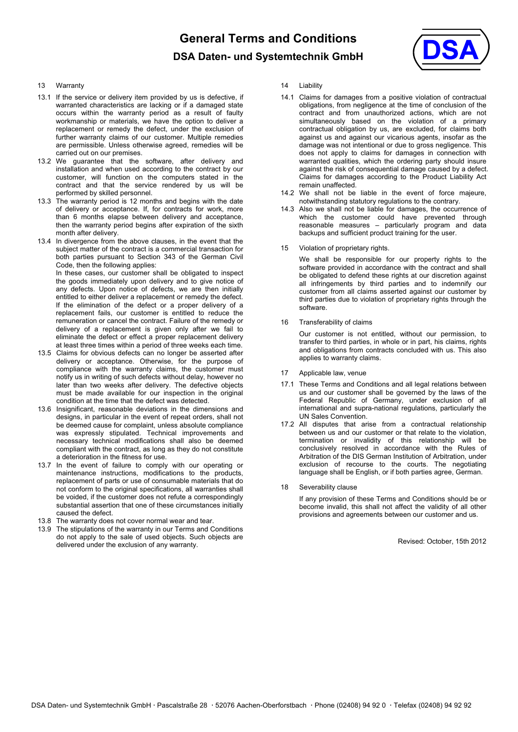# General Terms and Conditions

## DSA Daten- und Systemtechnik GmbH

### 13 Warranty

13.1 If the service or delivery item provided by us is defective, if warranted characteristics are lacking or if a damaged state occurs within the warranty period as a result of faulty workmanship or materials, we have the option to deliver a replacement or remedy the defect, under the exclusion of further warranty claims of our customer. Multiple remedies are permissible. Unless otherwise agreed, remedies will be carried out on our premises.

13.2 We guarantee that the software, after delivery and installation and when used according to the contract by our customer, will function on the computers stated in the contract and that the service rendered by us will be performed by skilled personnel.

13.3 The warranty period is 12 months and begins with the date of delivery or acceptance. If, for contracts for work, more than 6 months elapse between delivery and acceptance, then the warranty period begins after expiration of the sixth month after delivery.

13.4 In divergence from the above clauses, in the event that the subject matter of the contract is a commercial transaction for both parties pursuant to Section 343 of the German Civil Code, then the following applies:
In these cases, our customer shall be obligated to inspect the goods immediately upon delivery and to give notice of any defects. Upon notice of defects, we are then initially entitled to either deliver a replacement or remedy the defect. If the elimination of the defect or a proper delivery of a replacement fails, our customer is entitled to reduce the remuneration or cancel the contract. Failure of the remedy or delivery of a replacement is given only after we fail to eliminate the defect or effect a proper replacement delivery at least three times within a period of three weeks each time.

13.5 Claims for obvious defects can no longer be asserted after delivery or acceptance. Otherwise, for the purpose of compliance with the warranty claims, the customer must notify us in writing of such defects without delay, however no later than two weeks after delivery. The defective objects must be made available for our inspection in the original condition at the time that the defect was detected.

13.6 Insignificant, reasonable deviations in the dimensions and designs, in particular in the event of repeat orders, shall not be deemed cause for complaint, unless absolute compliance was expressly stipulated. Technical improvements and necessary technical modifications shall also be deemed compliant with the contract, as long as they do not constitute a deterioration in the fitness for use.

13.7 In the event of failure to comply with our operating or maintenance instructions, modifications to the products, replacement of parts or use of consumable materials that do not conform to the original specifications, all warranties shall be voided, if the customer does not refute a correspondingly substantial assertion that one of these circumstances initially caused the defect.

13.8 The warranty does not cover normal wear and tear.

13.9 The stipulations of the warranty in our Terms and Conditions do not apply to the sale of used objects. Such objects are delivered under the exclusion of any warranty.

### 14 Liability

14.1 Claims for damages from a positive violation of contractual obligations, from negligence at the time of conclusion of the contract and from unauthorized actions, which are not simultaneously based on the violation of a primary contractual obligation by us, are excluded, for claims both against us and against our vicarious agents, insofar as the damage was not intentional or due to gross negligence. This does not apply to claims for damages in connection with warranted qualities, which the ordering party should insure against the risk of consequential damage caused by a defect. Claims for damages according to the Product Liability Act remain unaffected.

14.2 We shall not be liable in the event of force majeure, notwithstanding statutory regulations to the contrary.

14.3 Also we shall not be liable for damages, the occurrence of which the customer could have prevented through reasonable measures – particularly program and data backups and sufficient product training for the user.

### 15 Violation of proprietary rights.

We shall be responsible for our property rights to the software provided in accordance with the contract and shall be obligated to defend these rights at our discretion against all infringements by third parties and to indemnify our customer from all claims asserted against our customer by third parties due to violation of proprietary rights through the software.

### 16 Transferability of claims

Our customer is not entitled, without our permission, to transfer to third parties, in whole or in part, his claims, rights and obligations from contracts concluded with us. This also applies to warranty claims.

### 17 Applicable law, venue

17.1 These Terms and Conditions and all legal relations between us and our customer shall be governed by the laws of the Federal Republic of Germany, under exclusion of all international and supra-national regulations, particularly the UN Sales Convention.

17.2 All disputes that arise from a contractual relationship between us and our customer or that relate to the violation, termination or invalidity of this relationship will be conclusively resolved in accordance with the Rules of Arbitration of the DIS German Institution of Arbitration, under exclusion of recourse to the courts. The negotiating language shall be English, or if both parties agree, German.

### 18 Severability clause

If any provision of these Terms and Conditions should be or become invalid, this shall not affect the validity of all other provisions and agreements between our customer and us.

Revised: October, 15th 2012

DSA Daten- und Systemtechnik GmbH · Pascalstraße 28 · 52076 Aachen-Oberforstbach · Phone (02408) 94 92 0 · Telefax (02408) 94 92 92